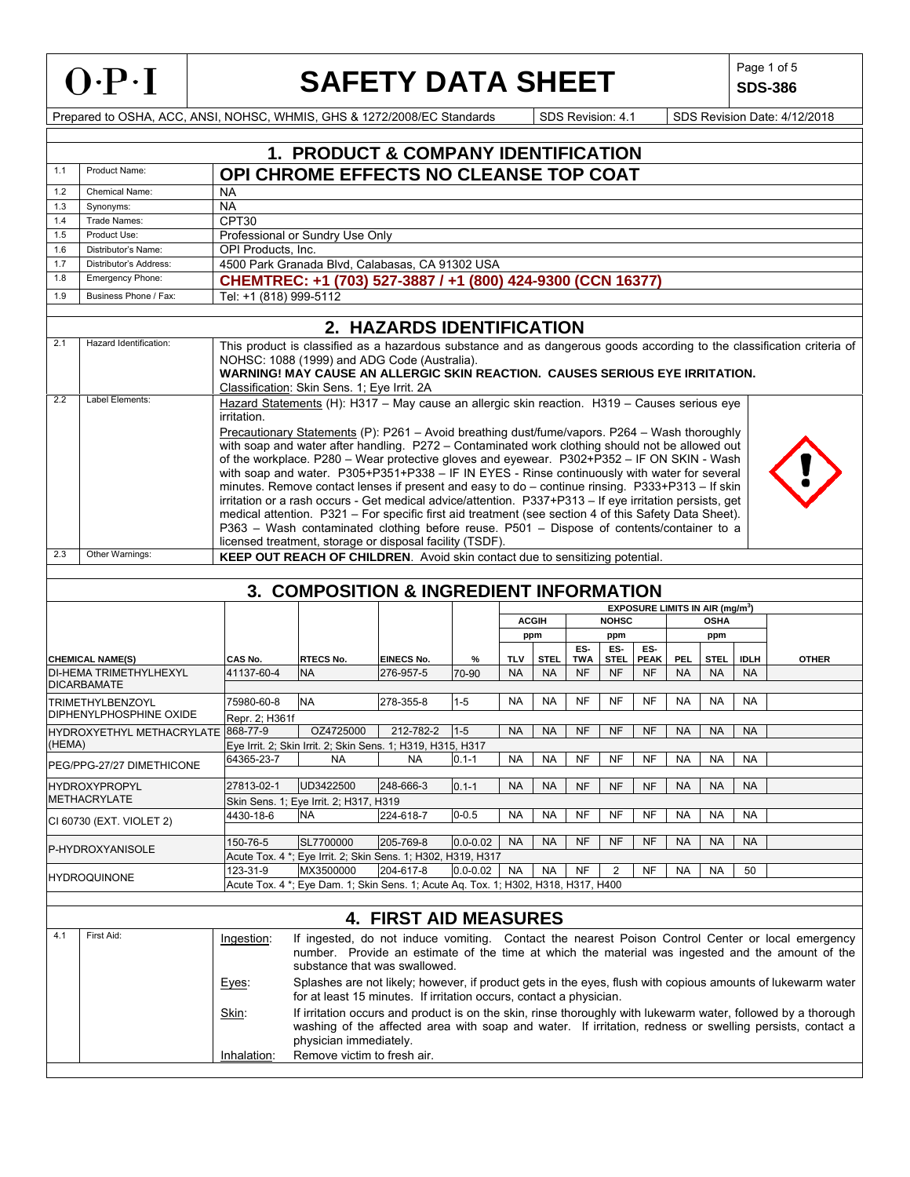# O·P·I SAFETY DATA SHEET

**SDS-386**

Prepared to OSHA, ACC, ANSI, NOHSC, WHMIS, GHS & 1272/2008/EC Standards | SDS Revision: 4.1 | SDS Revision Date: 4/12/2018

## 1. PRODUCT & COMPANY IDENTIFICATION

| | | |
|---|---|---|
| 1.1 | Product Name: | **OPI CHROME EFFECTS NO CLEANSE TOP COAT** |
| 1.2 | Chemical Name: | NA |
| 1.3 | Synonyms: | NA |
| 1.4 | Trade Names: | CPT30 |
| 1.5 | Product Use: | Professional or Sundry Use Only |
| 1.6 | Distributor's Name: | OPI Products, Inc. |
| 1.7 | Distributor's Address: | 4500 Park Granada Blvd, Calabasas, CA 91302 USA |
| 1.8 | Emergency Phone: | **CHEMTREC: +1 (703) 527-3887 / +1 (800) 424-9300 (CCN 16377)** |
| 1.9 | Business Phone / Fax: | Tel: +1 (818) 999-5112 |

## 2. HAZARDS IDENTIFICATION

**2.1 Hazard Identification:** This product is classified as a hazardous substance and as dangerous goods according to the classification criteria of NOHSC: 1088 (1999) and ADG Code (Australia).
**WARNING! MAY CAUSE AN ALLERGIC SKIN REACTION. CAUSES SERIOUS EYE IRRITATION.**
Classification: Skin Sens. 1; Eye Irrit. 2A

**2.2 Label Elements:** Hazard Statements (H): H317 – May cause an allergic skin reaction. H319 – Causes serious eye irritation.

Precautionary Statements (P): P261 – Avoid breathing dust/fume/vapors. P264 – Wash thoroughly with soap and water after handling. P272 – Contaminated work clothing should not be allowed out of the workplace. P280 – Wear protective gloves and eyewear. P302+P352 – IF ON SKIN - Wash with soap and water. P305+P351+P338 – IF IN EYES - Rinse continuously with water for several minutes. Remove contact lenses if present and easy to do – continue rinsing. P333+P313 – If skin irritation or a rash occurs - Get medical advice/attention. P337+P313 – If eye irritation persists, get medical attention. P321 – For specific first aid treatment (see section 4 of this Safety Data Sheet). P363 – Wash contaminated clothing before reuse. P501 – Dispose of contents/container to a licensed treatment, storage or disposal facility (TSDF).

**2.3 Other Warnings:** **KEEP OUT REACH OF CHILDREN**. Avoid skin contact due to sensitizing potential.

## 3. COMPOSITION & INGREDIENT INFORMATION

| | | | | | EXPOSURE LIMITS IN AIR (mg/m$^3$) | | | | | | | | |
|---|---|---|---|---|---|---|---|---|---|---|---|---|---|
| | | | | | ACGIH | | NOHSC | | | OSHA | | | |
| | | | | | ppm | | ppm | | | ppm | | | |
| **CHEMICAL NAME(S)** | **CAS No.** | **RTECS No.** | **EINECS No.** | **%** | **TLV** | **STEL** | **ES-TWA** | **ES-STEL** | **ES-PEAK** | **PEL** | **STEL** | **IDLH** | **OTHER** |
| DI-HEMA TRIMETHYLHEXYL DICARBAMATE | 41137-60-4 | NA | 276-957-5 | 70-90 | NA | NA | NF | NF | NF | NA | NA | NA | |
| TRIMETHYLBENZOYL DIPHENYLPHOSPHINE OXIDE | 75980-60-8 | NA | 278-355-8 | 1-5 | NA | NA | NF | NF | NF | NA | NA | NA | |
| | Repr. 2; H361f | | | | | | | | | | | | |
| HYDROXYETHYL METHACRYLATE (HEMA) | 868-77-9 | OZ4725000 | 212-782-2 | 1-5 | NA | NA | NF | NF | NF | NA | NA | NA | |
| | Eye Irrit. 2; Skin Irrit. 2; Skin Sens. 1; H319, H315, H317 | | | | | | | | | | | | |
| PEG/PPG-27/27 DIMETHICONE | 64365-23-7 | NA | NA | 0.1-1 | NA | NA | NF | NF | NF | NA | NA | NA | |
| HYDROXYPROPYL METHACRYLATE | 27813-02-1 | UD3422500 | 248-666-3 | 0.1-1 | NA | NA | NF | NF | NF | NA | NA | NA | |
| | Skin Sens. 1; Eye Irrit. 2; H317, H319 | | | | | | | | | | | | |
| CI 60730 (EXT. VIOLET 2) | 4430-18-6 | NA | 224-618-7 | 0-0.5 | NA | NA | NF | NF | NF | NA | NA | NA | |
| P-HYDROXYANISOLE | 150-76-5 | SL7700000 | 205-769-8 | 0.0-0.02 | NA | NA | NF | NF | NF | NA | NA | NA | |
| | Acute Tox. 4 *; Eye Irrit. 2; Skin Sens. 1; H302, H319, H317 | | | | | | | | | | | | |
| HYDROQUINONE | 123-31-9 | MX3500000 | 204-617-8 | 0.0-0.02 | NA | NA | NF | 2 | NF | NA | NA | 50 | |
| | Acute Tox. 4 *; Eye Dam. 1; Skin Sens. 1; Acute Aq. Tox. 1; H302, H318, H317, H400 | | | | | | | | | | | | |

## 4. FIRST AID MEASURES

**4.1 First Aid:**

Ingestion: If ingested, do not induce vomiting. Contact the nearest Poison Control Center or local emergency number. Provide an estimate of the time at which the material was ingested and the amount of the substance that was swallowed.

Eyes: Splashes are not likely; however, if product gets in the eyes, flush with copious amounts of lukewarm water for at least 15 minutes. If irritation occurs, contact a physician.

Skin: If irritation occurs and product is on the skin, rinse thoroughly with lukewarm water, followed by a thorough washing of the affected area with soap and water. If irritation, redness or swelling persists, contact a physician immediately.

Inhalation: Remove victim to fresh air.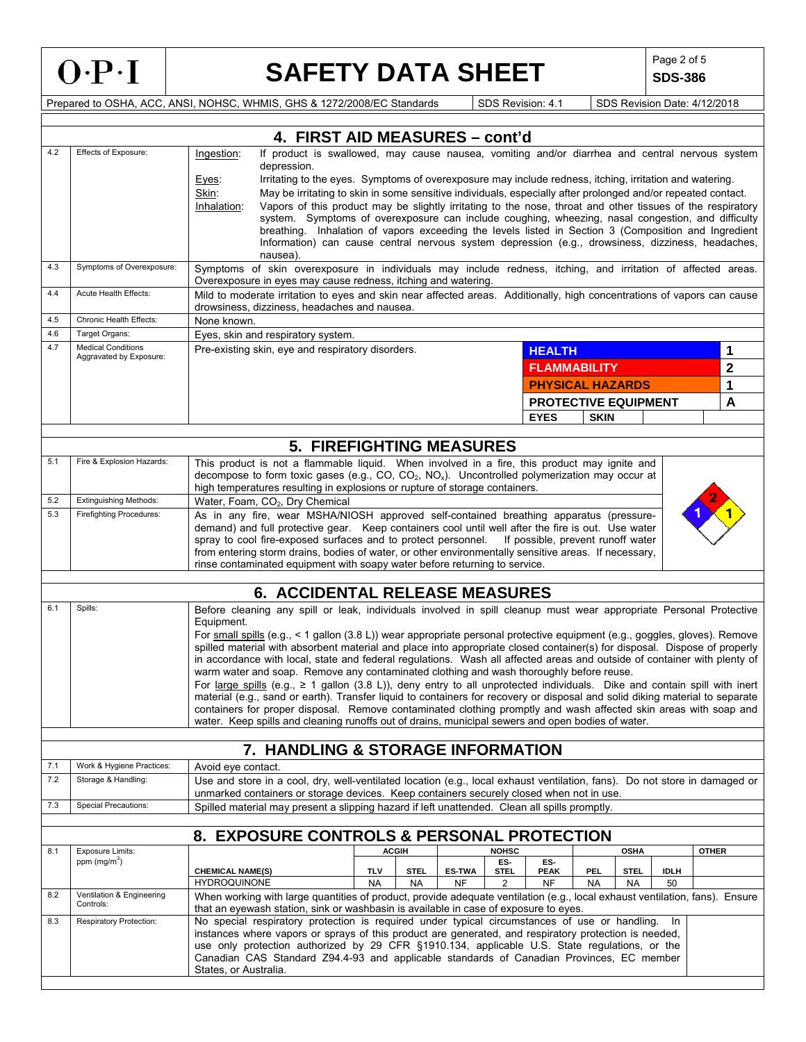# SAFETY DATA SHEET

**SDS-386**

Prepared to OSHA, ACC, ANSI, NOHSC, WHMIS, GHS & 1272/2008/EC Standards | SDS Revision: 4.1 | SDS Revision Date: 4/12/2018

## 4. FIRST AID MEASURES – cont'd

| | | |
|---|---|---|
| 4.2 | Effects of Exposure: | Ingestion: If product is swallowed, may cause nausea, vomiting and/or diarrhea and central nervous system depression.<br>Eyes: Irritating to the eyes. Symptoms of overexposure may include redness, itching, irritation and watering.<br>Skin: May be irritating to skin in some sensitive individuals, especially after prolonged and/or repeated contact.<br>Inhalation: Vapors of this product may be slightly irritating to the nose, throat and other tissues of the respiratory system. Symptoms of overexposure can include coughing, wheezing, nasal congestion, and difficulty breathing. Inhalation of vapors exceeding the levels listed in Section 3 (Composition and Ingredient Information) can cause central nervous system depression (e.g., drowsiness, dizziness, headaches, nausea). |
| 4.3 | Symptoms of Overexposure: | Symptoms of skin overexposure in individuals may include redness, itching, and irritation of affected areas. Overexposure in eyes may cause redness, itching and watering. |
| 4.4 | Acute Health Effects: | Mild to moderate irritation to eyes and skin near affected areas. Additionally, high concentrations of vapors can cause drowsiness, dizziness, headaches and nausea. |
| 4.5 | Chronic Health Effects: | None known. |
| 4.6 | Target Organs: | Eyes, skin and respiratory system. |
| 4.7 | Medical Conditions Aggravated by Exposure: | Pre-existing skin, eye and respiratory disorders. |

| HMIS | |
|---|---|
| HEALTH | 1 |
| FLAMMABILITY | 2 |
| PHYSICAL HAZARDS | 1 |
| PROTECTIVE EQUIPMENT | A |
| EYES | SKIN |

## 5. FIREFIGHTING MEASURES

| | | |
|---|---|---|
| 5.1 | Fire & Explosion Hazards: | This product is not a flammable liquid. When involved in a fire, this product may ignite and decompose to form toxic gases (e.g., CO, $CO_2$, $NO_x$). Uncontrolled polymerization may occur at high temperatures resulting in explosions or rupture of storage containers. |
| 5.2 | Extinguishing Methods: | Water, Foam, $CO_2$, Dry Chemical |
| 5.3 | Firefighting Procedures: | As in any fire, wear MSHA/NIOSH approved self-contained breathing apparatus (pressure-demand) and full protective gear. Keep containers cool until well after the fire is out. Use water spray to cool fire-exposed surfaces and to protect personnel. If possible, prevent runoff water from entering storm drains, bodies of water, or other environmentally sensitive areas. If necessary, rinse contaminated equipment with soapy water before returning to service. |

NFPA: Health 1, Flammability 2, Instability 1

## 6. ACCIDENTAL RELEASE MEASURES

| | | |
|---|---|---|
| 6.1 | Spills: | Before cleaning any spill or leak, individuals involved in spill cleanup must wear appropriate Personal Protective Equipment.<br>For small spills (e.g., < 1 gallon (3.8 L)) wear appropriate personal protective equipment (e.g., goggles, gloves). Remove spilled material with absorbent material and place into appropriate closed container(s) for disposal. Dispose of properly in accordance with local, state and federal regulations. Wash all affected areas and outside of container with plenty of warm water and soap. Remove any contaminated clothing and wash thoroughly before reuse.<br>For large spills (e.g., ≥ 1 gallon (3.8 L)), deny entry to all unprotected individuals. Dike and contain spill with inert material (e.g., sand or earth). Transfer liquid to containers for recovery or disposal and solid diking material to separate containers for proper disposal. Remove contaminated clothing promptly and wash affected skin areas with soap and water. Keep spills and cleaning runoffs out of drains, municipal sewers and open bodies of water. |

## 7. HANDLING & STORAGE INFORMATION

| | | |
|---|---|---|
| 7.1 | Work & Hygiene Practices: | Avoid eye contact. |
| 7.2 | Storage & Handling: | Use and store in a cool, dry, well-ventilated location (e.g., local exhaust ventilation, fans). Do not store in damaged or unmarked containers or storage devices. Keep containers securely closed when not in use. |
| 7.3 | Special Precautions: | Spilled material may present a slipping hazard if left unattended. Clean all spills promptly. |

## 8. EXPOSURE CONTROLS & PERSONAL PROTECTION

8.1 Exposure Limits: ppm (mg/m$^3$)

| | ACGIH | | NOHSC | | | OSHA | | | OTHER |
|---|---|---|---|---|---|---|---|---|---|
| CHEMICAL NAME(S) | TLV | STEL | ES-TWA | ES-STEL | ES-PEAK | PEL | STEL | IDLH | |
| HYDROQUINONE | NA | NA | NF | 2 | NF | NA | NA | 50 | |

| | | |
|---|---|---|
| 8.2 | Ventilation & Engineering Controls: | When working with large quantities of product, provide adequate ventilation (e.g., local exhaust ventilation, fans). Ensure that an eyewash station, sink or washbasin is available in case of exposure to eyes. |
| 8.3 | Respiratory Protection: | No special respiratory protection is required under typical circumstances of use or handling. In instances where vapors or sprays of this product are generated, and respiratory protection is needed, use only protection authorized by 29 CFR §1910.134, applicable U.S. State regulations, or the Canadian CAS Standard Z94.4-93 and applicable standards of Canadian Provinces, EC member States, or Australia. |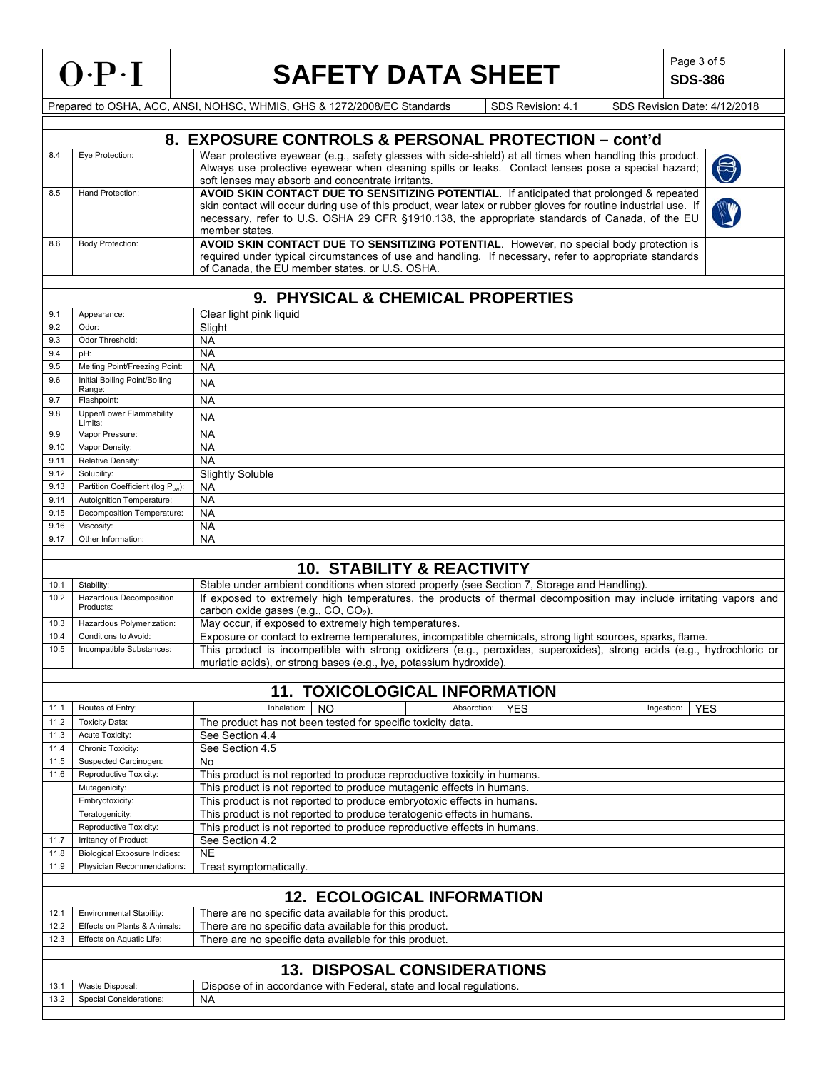## 8. EXPOSURE CONTROLS & PERSONAL PROTECTION – cont'd

| | | |
|---|---|---|
| 8.4 | Eye Protection: | Wear protective eyewear (e.g., safety glasses with side-shield) at all times when handling this product. Always use protective eyewear when cleaning spills or leaks. Contact lenses pose a special hazard; soft lenses may absorb and concentrate irritants. |
| 8.5 | Hand Protection: | **AVOID SKIN CONTACT DUE TO SENSITIZING POTENTIAL**. If anticipated that prolonged & repeated skin contact will occur during use of this product, wear latex or rubber gloves for routine industrial use. If necessary, refer to U.S. OSHA 29 CFR §1910.138, the appropriate standards of Canada, of the EU member states. |
| 8.6 | Body Protection: | **AVOID SKIN CONTACT DUE TO SENSITIZING POTENTIAL**. However, no special body protection is required under typical circumstances of use and handling. If necessary, refer to appropriate standards of Canada, the EU member states, or U.S. OSHA. |

## 9. PHYSICAL & CHEMICAL PROPERTIES

| | | |
|---|---|---|
| 9.1 | Appearance: | Clear light pink liquid |
| 9.2 | Odor: | Slight |
| 9.3 | Odor Threshold: | NA |
| 9.4 | pH: | NA |
| 9.5 | Melting Point/Freezing Point: | NA |
| 9.6 | Initial Boiling Point/Boiling Range: | NA |
| 9.7 | Flashpoint: | NA |
| 9.8 | Upper/Lower Flammability Limits: | NA |
| 9.9 | Vapor Pressure: | NA |
| 9.10 | Vapor Density: | NA |
| 9.11 | Relative Density: | NA |
| 9.12 | Solubility: | Slightly Soluble |
| 9.13 | Partition Coefficient (log $P_{ow}$): | NA |
| 9.14 | Autoignition Temperature: | NA |
| 9.15 | Decomposition Temperature: | NA |
| 9.16 | Viscosity: | NA |
| 9.17 | Other Information: | NA |

## 10. STABILITY & REACTIVITY

| | | |
|---|---|---|
| 10.1 | Stability: | Stable under ambient conditions when stored properly (see Section 7, Storage and Handling). |
| 10.2 | Hazardous Decomposition Products: | If exposed to extremely high temperatures, the products of thermal decomposition may include irritating vapors and carbon oxide gases (e.g., $CO$, $CO_2$). |
| 10.3 | Hazardous Polymerization: | May occur, if exposed to extremely high temperatures. |
| 10.4 | Conditions to Avoid: | Exposure or contact to extreme temperatures, incompatible chemicals, strong light sources, sparks, flame. |
| 10.5 | Incompatible Substances: | This product is incompatible with strong oxidizers (e.g., peroxides, superoxides), strong acids (e.g., hydrochloric or muriatic acids), or strong bases (e.g., lye, potassium hydroxide). |

## 11. TOXICOLOGICAL INFORMATION

| | | |
|---|---|---|
| 11.1 | Routes of Entry: | Inhalation: NO; Absorption: YES; Ingestion: YES |
| 11.2 | Toxicity Data: | The product has not been tested for specific toxicity data. |
| 11.3 | Acute Toxicity: | See Section 4.4 |
| 11.4 | Chronic Toxicity: | See Section 4.5 |
| 11.5 | Suspected Carcinogen: | No |
| 11.6 | Reproductive Toxicity: | This product is not reported to produce reproductive toxicity in humans. |
| | Mutagenicity: | This product is not reported to produce mutagenic effects in humans. |
| | Embryotoxicity: | This product is not reported to produce embryotoxic effects in humans. |
| | Teratogenicity: | This product is not reported to produce teratogenic effects in humans. |
| | Reproductive Toxicity: | This product is not reported to produce reproductive effects in humans. |
| 11.7 | Irritancy of Product: | See Section 4.2 |
| 11.8 | Biological Exposure Indices: | NE |
| 11.9 | Physician Recommendations: | Treat symptomatically. |

## 12. ECOLOGICAL INFORMATION

| | | |
|---|---|---|
| 12.1 | Environmental Stability: | There are no specific data available for this product. |
| 12.2 | Effects on Plants & Animals: | There are no specific data available for this product. |
| 12.3 | Effects on Aquatic Life: | There are no specific data available for this product. |

## 13. DISPOSAL CONSIDERATIONS

| | | |
|---|---|---|
| 13.1 | Waste Disposal: | Dispose of in accordance with Federal, state and local regulations. |
| 13.2 | Special Considerations: | NA |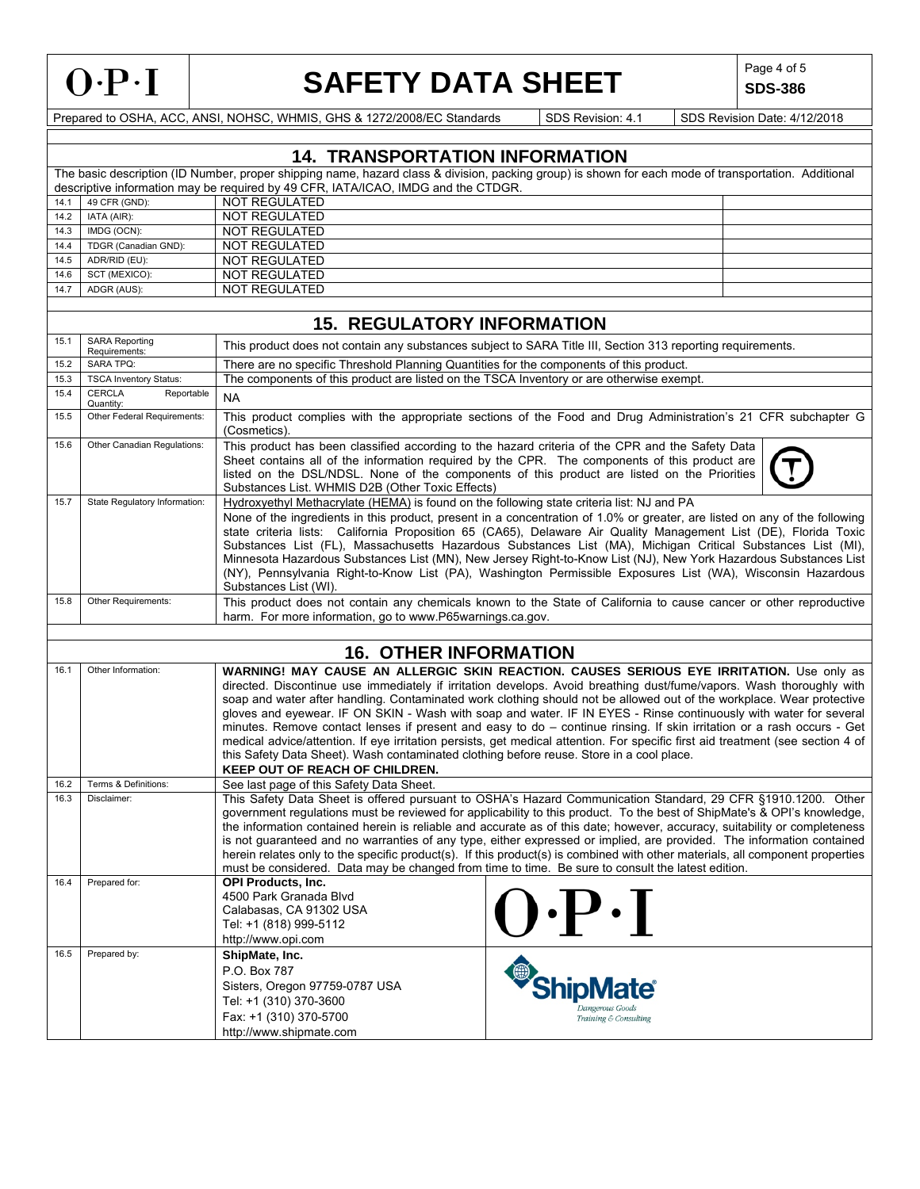## 14. TRANSPORTATION INFORMATION

The basic description (ID Number, proper shipping name, hazard class & division, packing group) is shown for each mode of transportation. Additional descriptive information may be required by 49 CFR, IATA/ICAO, IMDG and the CTDGR.

| | | | |
|---|---|---|---|
| 14.1 | 49 CFR (GND): | NOT REGULATED | |
| 14.2 | IATA (AIR): | NOT REGULATED | |
| 14.3 | IMDG (OCN): | NOT REGULATED | |
| 14.4 | TDGR (Canadian GND): | NOT REGULATED | |
| 14.5 | ADR/RID (EU): | NOT REGULATED | |
| 14.6 | SCT (MEXICO): | NOT REGULATED | |
| 14.7 | ADGR (AUS): | NOT REGULATED | |

## 15. REGULATORY INFORMATION

| | | |
|---|---|---|
| 15.1 | SARA Reporting Requirements: | This product does not contain any substances subject to SARA Title III, Section 313 reporting requirements. |
| 15.2 | SARA TPQ: | There are no specific Threshold Planning Quantities for the components of this product. |
| 15.3 | TSCA Inventory Status: | The components of this product are listed on the TSCA Inventory or are otherwise exempt. |
| 15.4 | CERCLA Reportable Quantity: | NA |
| 15.5 | Other Federal Requirements: | This product complies with the appropriate sections of the Food and Drug Administration's 21 CFR subchapter G (Cosmetics). |
| 15.6 | Other Canadian Regulations: | This product has been classified according to the hazard criteria of the CPR and the Safety Data Sheet contains all of the information required by the CPR. The components of this product are listed on the DSL/NDSL. None of the components of this product are listed on the Priorities Substances List. WHMIS D2B (Other Toxic Effects) |
| 15.7 | State Regulatory Information: | Hydroxyethyl Methacrylate (HEMA) is found on the following state criteria list: NJ and PA<br>None of the ingredients in this product, present in a concentration of 1.0% or greater, are listed on any of the following state criteria lists: California Proposition 65 (CA65), Delaware Air Quality Management List (DE), Florida Toxic Substances List (FL), Massachusetts Hazardous Substances List (MA), Michigan Critical Substances List (MI), Minnesota Hazardous Substances List (MN), New Jersey Right-to-Know List (NJ), New York Hazardous Substances List (NY), Pennsylvania Right-to-Know List (PA), Washington Permissible Exposures List (WA), Wisconsin Hazardous Substances List (WI). |
| 15.8 | Other Requirements: | This product does not contain any chemicals known to the State of California to cause cancer or other reproductive harm. For more information, go to www.P65warnings.ca.gov. |

## 16. OTHER INFORMATION

| | | |
|---|---|---|
| 16.1 | Other Information: | **WARNING! MAY CAUSE AN ALLERGIC SKIN REACTION. CAUSES SERIOUS EYE IRRITATION.** Use only as directed. Discontinue use immediately if irritation develops. Avoid breathing dust/fume/vapors. Wash thoroughly with soap and water after handling. Contaminated work clothing should not be allowed out of the workplace. Wear protective gloves and eyewear. IF ON SKIN - Wash with soap and water. IF IN EYES - Rinse continuously with water for several minutes. Remove contact lenses if present and easy to do – continue rinsing. If skin irritation or a rash occurs - Get medical advice/attention. If eye irritation persists, get medical attention. For specific first aid treatment (see section 4 of this Safety Data Sheet). Wash contaminated clothing before reuse. Store in a cool place.<br>**KEEP OUT OF REACH OF CHILDREN.** |
| 16.2 | Terms & Definitions: | See last page of this Safety Data Sheet. |
| 16.3 | Disclaimer: | This Safety Data Sheet is offered pursuant to OSHA's Hazard Communication Standard, 29 CFR §1910.1200. Other government regulations must be reviewed for applicability to this product. To the best of ShipMate's & OPI's knowledge, the information contained herein is reliable and accurate as of this date; however, accuracy, suitability or completeness is not guaranteed and no warranties of any type, either expressed or implied, are provided. The information contained herein relates only to the specific product(s). If this product(s) is combined with other materials, all component properties must be considered. Data may be changed from time to time. Be sure to consult the latest edition. |
| 16.4 | Prepared for: | **OPI Products, Inc.**<br>4500 Park Granada Blvd<br>Calabasas, CA 91302 USA<br>Tel: +1 (818) 999-5112<br>http://www.opi.com |
| 16.5 | Prepared by: | **ShipMate, Inc.**<br>P.O. Box 787<br>Sisters, Oregon 97759-0787 USA<br>Tel: +1 (310) 370-3600<br>Fax: +1 (310) 370-5700<br>http://www.shipmate.com |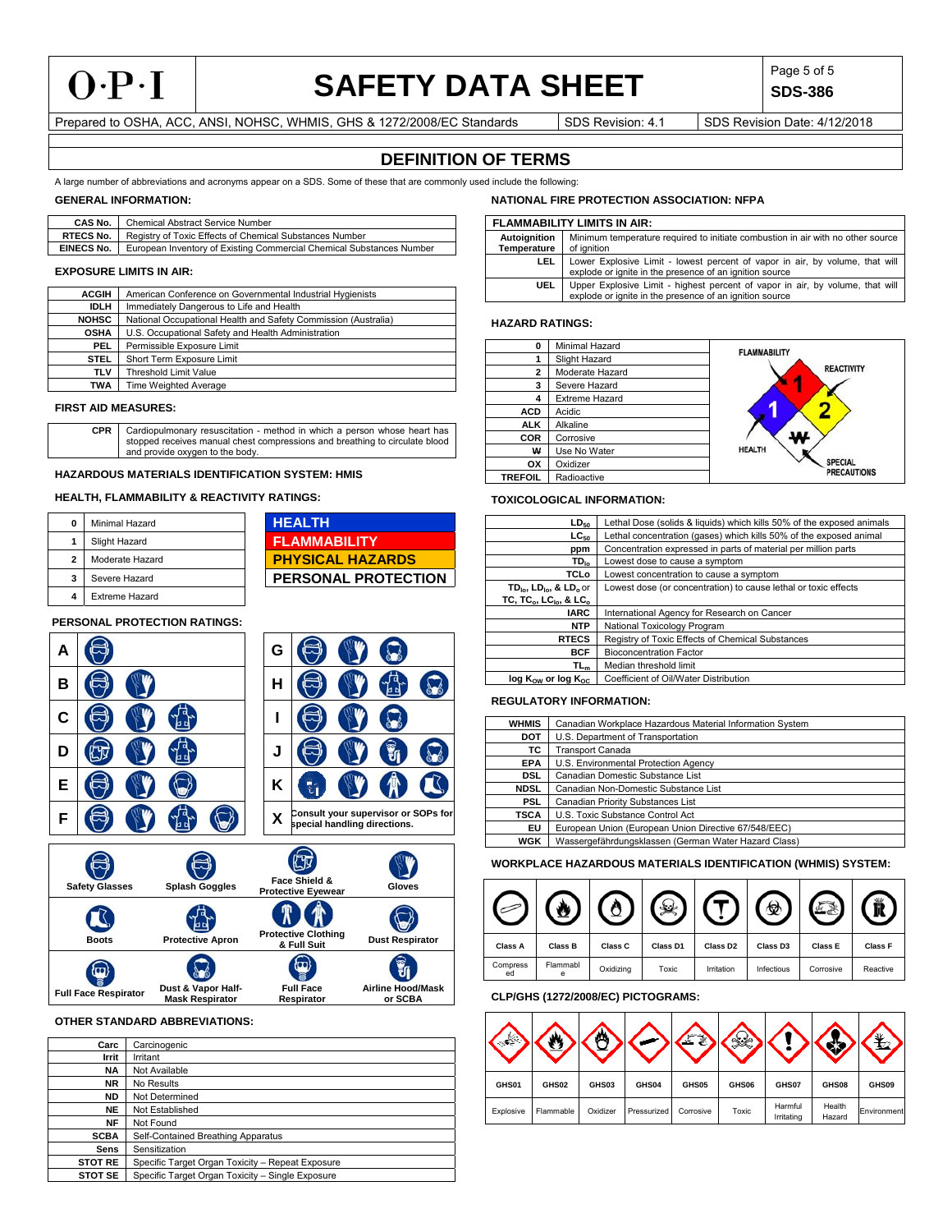# SAFETY DATA SHEET

**SDS-386**

Prepared to OSHA, ACC, ANSI, NOHSC, WHMIS, GHS & 1272/2008/EC Standards | SDS Revision: 4.1 | SDS Revision Date: 4/12/2018

## DEFINITION OF TERMS

A large number of abbreviations and acronyms appear on a SDS. Some of these that are commonly used include the following:

### GENERAL INFORMATION:

| | |
|---|---|
| **CAS No.** | Chemical Abstract Service Number |
| **RTECS No.** | Registry of Toxic Effects of Chemical Substances Number |
| **EINECS No.** | European Inventory of Existing Commercial Chemical Substances Number |

### EXPOSURE LIMITS IN AIR:

| | |
|---|---|
| **ACGIH** | American Conference on Governmental Industrial Hygienists |
| **IDLH** | Immediately Dangerous to Life and Health |
| **NOHSC** | National Occupational Health and Safety Commission (Australia) |
| **OSHA** | U.S. Occupational Safety and Health Administration |
| **PEL** | Permissible Exposure Limit |
| **STEL** | Short Term Exposure Limit |
| **TLV** | Threshold Limit Value |
| **TWA** | Time Weighted Average |

### FIRST AID MEASURES:

| | |
|---|---|
| **CPR** | Cardiopulmonary resuscitation - method in which a person whose heart has stopped receives manual chest compressions and breathing to circulate blood and provide oxygen to the body. |

### HAZARDOUS MATERIALS IDENTIFICATION SYSTEM: HMIS

### HEALTH, FLAMMABILITY & REACTIVITY RATINGS:

| | |
|---|---|
| **0** | Minimal Hazard |
| **1** | Slight Hazard |
| **2** | Moderate Hazard |
| **3** | Severe Hazard |
| **4** | Extreme Hazard |

HEALTH
FLAMMABILITY
PHYSICAL HAZARDS
PERSONAL PROTECTION

### PERSONAL PROTECTION RATINGS:

A
B
C
D
E
F
G
H
I
J
K
X Consult your supervisor or SOPs for special handling directions.

Safety Glasses
Splash Goggles
Face Shield & Protective Eyewear
Gloves
Boots
Protective Apron
Protective Clothing & Full Suit
Dust Respirator
Full Face Respirator
Dust & Vapor Half-Mask Respirator
Full Face Respirator
Airline Hood/Mask or SCBA

### OTHER STANDARD ABBREVIATIONS:

| | |
|---|---|
| **Carc** | Carcinogenic |
| **Irrit** | Irritant |
| **NA** | Not Available |
| **NR** | No Results |
| **ND** | Not Determined |
| **NE** | Not Established |
| **NF** | Not Found |
| **SCBA** | Self-Contained Breathing Apparatus |
| **Sens** | Sensitization |
| **STOT RE** | Specific Target Organ Toxicity – Repeat Exposure |
| **STOT SE** | Specific Target Organ Toxicity – Single Exposure |

### NATIONAL FIRE PROTECTION ASSOCIATION: NFPA

| FLAMMABILITY LIMITS IN AIR: | |
|---|---|
| **Autoignition Temperature** | Minimum temperature required to initiate combustion in air with no other source of ignition |
| **LEL** | Lower Explosive Limit - lowest percent of vapor in air, by volume, that will explode or ignite in the presence of an ignition source |
| **UEL** | Upper Explosive Limit - highest percent of vapor in air, by volume, that will explode or ignite in the presence of an ignition source |

### HAZARD RATINGS:

| | |
|---|---|
| **0** | Minimal Hazard |
| **1** | Slight Hazard |
| **2** | Moderate Hazard |
| **3** | Severe Hazard |
| **4** | Extreme Hazard |
| **ACD** | Acidic |
| **ALK** | Alkaline |
| **COR** | Corrosive |
| **W̶** | Use No Water |
| **OX** | Oxidizer |
| **TREFOIL** | Radioactive |

FLAMMABILITY
REACTIVITY
HEALTH
SPECIAL PRECAUTIONS
1
1
2
W̶

### TOXICOLOGICAL INFORMATION:

| | |
|---|---|
| **$LD_{50}$** | Lethal Dose (solids & liquids) which kills 50% of the exposed animals |
| **$LC_{50}$** | Lethal concentration (gases) which kills 50% of the exposed animal |
| **ppm** | Concentration expressed in parts of material per million parts |
| **$TD_{lo}$** | Lowest dose to cause a symptom |
| **TCLo** | Lowest concentration to cause a symptom |
| **$TD_{lo}$, $LD_{lo}$, & $LD_o$ or TC, $TC_o$, $LC_{lo}$, & $LC_o$** | Lowest dose (or concentration) to cause lethal or toxic effects |
| **IARC** | International Agency for Research on Cancer |
| **NTP** | National Toxicology Program |
| **RTECS** | Registry of Toxic Effects of Chemical Substances |
| **BCF** | Bioconcentration Factor |
| **$TL_m$** | Median threshold limit |
| **log $K_{OW}$ or log $K_{OC}$** | Coefficient of Oil/Water Distribution |

### REGULATORY INFORMATION:

| | |
|---|---|
| **WHMIS** | Canadian Workplace Hazardous Material Information System |
| **DOT** | U.S. Department of Transportation |
| **TC** | Transport Canada |
| **EPA** | U.S. Environmental Protection Agency |
| **DSL** | Canadian Domestic Substance List |
| **NDSL** | Canadian Non-Domestic Substance List |
| **PSL** | Canadian Priority Substances List |
| **TSCA** | U.S. Toxic Substance Control Act |
| **EU** | European Union (European Union Directive 67/548/EEC) |
| **WGK** | Wassergefährdungsklassen (German Water Hazard Class) |

### WORKPLACE HAZARDOUS MATERIALS IDENTIFICATION (WHMIS) SYSTEM:

| Class A | Class B | Class C | Class D1 | Class D2 | Class D3 | Class E | Class F |
|---|---|---|---|---|---|---|---|
| Compressed | Flammable | Oxidizing | Toxic | Irritation | Infectious | Corrosive | Reactive |

### CLP/GHS (1272/2008/EC) PICTOGRAMS:

| GHS01 | GHS02 | GHS03 | GHS04 | GHS05 | GHS06 | GHS07 | GHS08 | GHS09 |
|---|---|---|---|---|---|---|---|---|
| Explosive | Flammable | Oxidizer | Pressurized | Corrosive | Toxic | Harmful Irritating | Health Hazard | Environment |